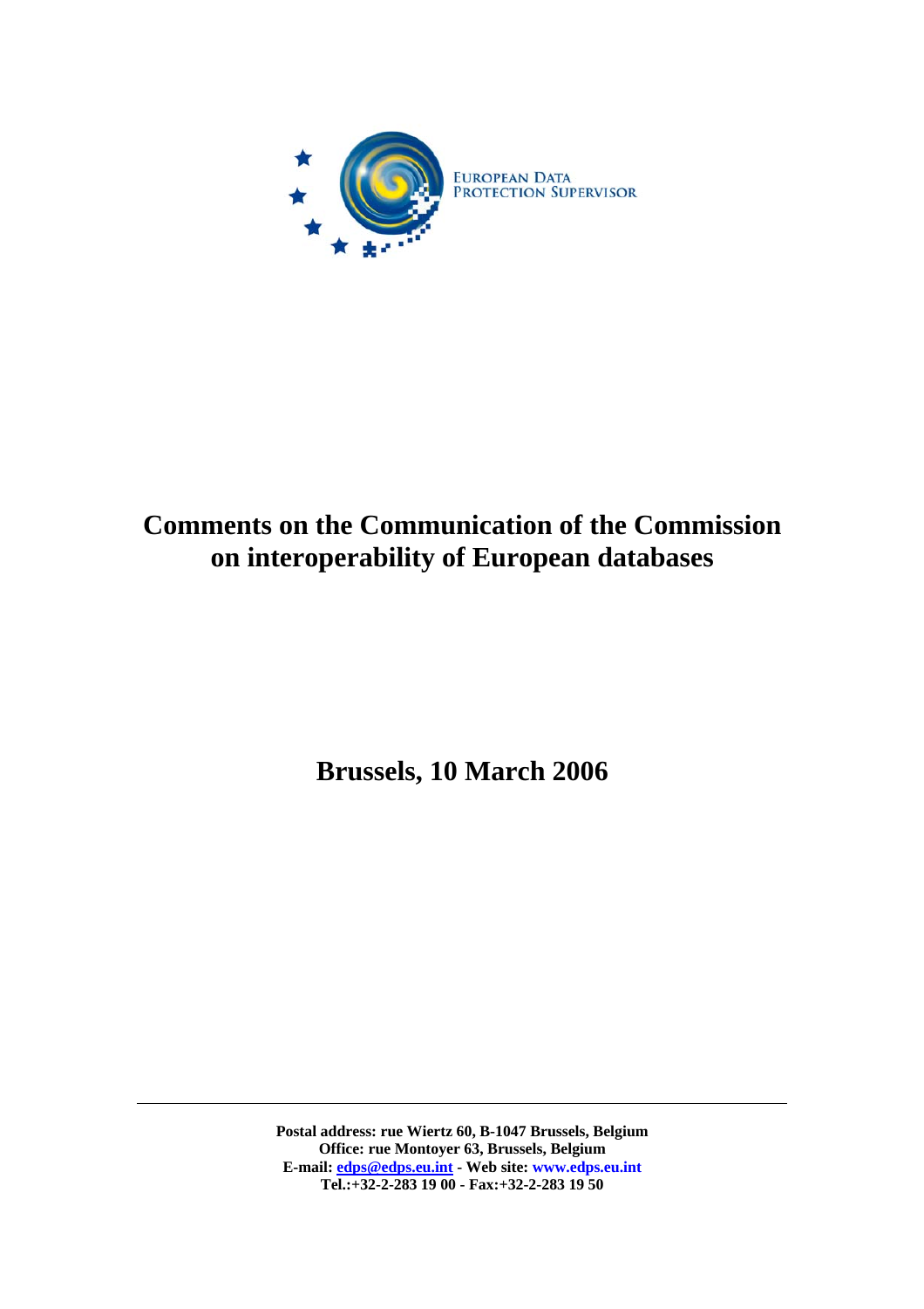EUROPEAN DATA PROTECTION SUPERVISOR

# Comments on the Communication of the Commission on interoperability of European databases

## Brussels, 10 March 2006

---

**Postal address: rue Wiertz 60, B-1047 Brussels, Belgium**
**Office: rue Montoyer 63, Brussels, Belgium**
**E-mail: edps@edps.eu.int - Web site: www.edps.eu.int**
**Tel.:+32-2-283 19 00 - Fax:+32-2-283 19 50**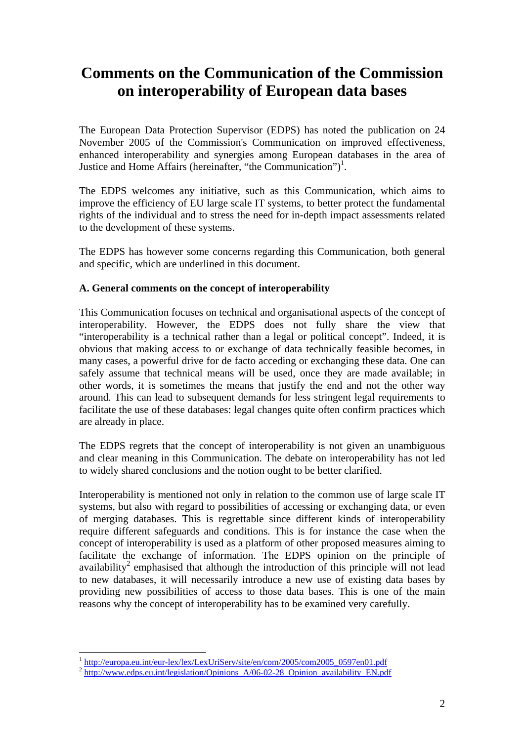# Comments on the Communication of the Commission on interoperability of European data bases

The European Data Protection Supervisor (EDPS) has noted the publication on 24 November 2005 of the Commission's Communication on improved effectiveness, enhanced interoperability and synergies among European databases in the area of Justice and Home Affairs (hereinafter, "the Communication")[1].

The EDPS welcomes any initiative, such as this Communication, which aims to improve the efficiency of EU large scale IT systems, to better protect the fundamental rights of the individual and to stress the need for in-depth impact assessments related to the development of these systems.

The EDPS has however some concerns regarding this Communication, both general and specific, which are underlined in this document.

**A. General comments on the concept of interoperability**

This Communication focuses on technical and organisational aspects of the concept of interoperability. However, the EDPS does not fully share the view that "interoperability is a technical rather than a legal or political concept". Indeed, it is obvious that making access to or exchange of data technically feasible becomes, in many cases, a powerful drive for de facto acceding or exchanging these data. One can safely assume that technical means will be used, once they are made available; in other words, it is sometimes the means that justify the end and not the other way around. This can lead to subsequent demands for less stringent legal requirements to facilitate the use of these databases: legal changes quite often confirm practices which are already in place.

The EDPS regrets that the concept of interoperability is not given an unambiguous and clear meaning in this Communication. The debate on interoperability has not led to widely shared conclusions and the notion ought to be better clarified.

Interoperability is mentioned not only in relation to the common use of large scale IT systems, but also with regard to possibilities of accessing or exchanging data, or even of merging databases. This is regrettable since different kinds of interoperability require different safeguards and conditions. This is for instance the case when the concept of interoperability is used as a platform of other proposed measures aiming to facilitate the exchange of information. The EDPS opinion on the principle of availability[2] emphasised that although the introduction of this principle will not lead to new databases, it will necessarily introduce a new use of existing data bases by providing new possibilities of access to those data bases. This is one of the main reasons why the concept of interoperability has to be examined very carefully.

[1] http://europa.eu.int/eur-lex/lex/LexUriServ/site/en/com/2005/com2005_0597en01.pdf

[2] http://www.edps.eu.int/legislation/Opinions_A/06-02-28_Opinion_availability_EN.pdf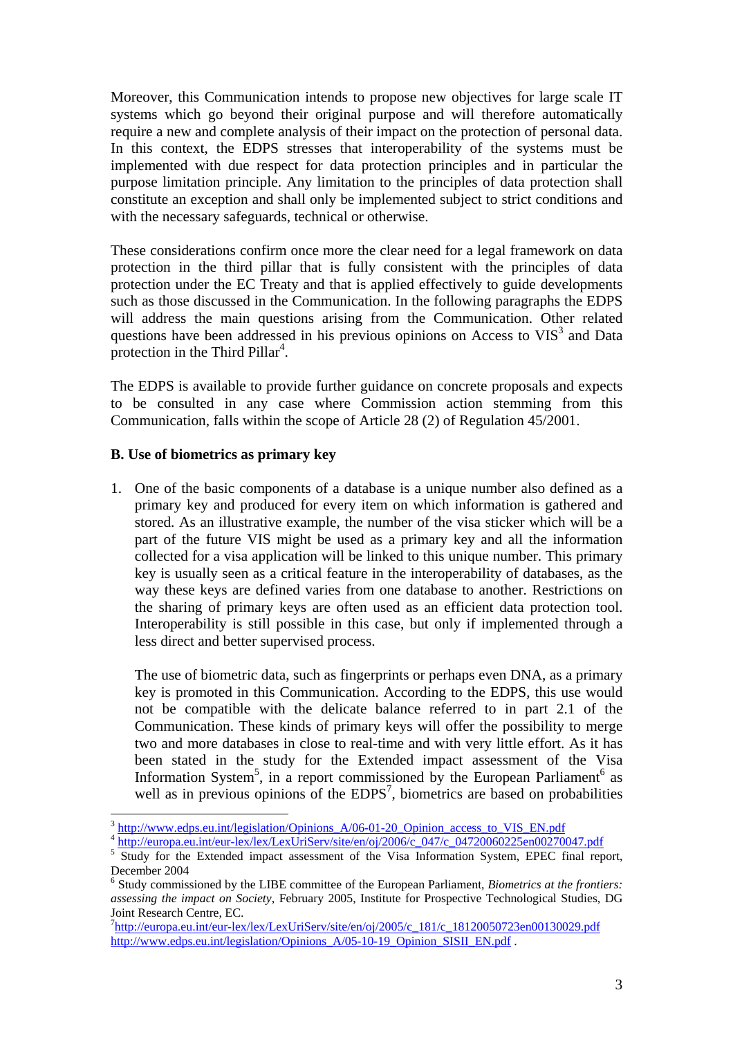Moreover, this Communication intends to propose new objectives for large scale IT systems which go beyond their original purpose and will therefore automatically require a new and complete analysis of their impact on the protection of personal data. In this context, the EDPS stresses that interoperability of the systems must be implemented with due respect for data protection principles and in particular the purpose limitation principle. Any limitation to the principles of data protection shall constitute an exception and shall only be implemented subject to strict conditions and with the necessary safeguards, technical or otherwise.

These considerations confirm once more the clear need for a legal framework on data protection in the third pillar that is fully consistent with the principles of data protection under the EC Treaty and that is applied effectively to guide developments such as those discussed in the Communication. In the following paragraphs the EDPS will address the main questions arising from the Communication. Other related questions have been addressed in his previous opinions on Access to VIS[3] and Data protection in the Third Pillar[4].

The EDPS is available to provide further guidance on concrete proposals and expects to be consulted in any case where Commission action stemming from this Communication, falls within the scope of Article 28 (2) of Regulation 45/2001.

**B. Use of biometrics as primary key**

1. One of the basic components of a database is a unique number also defined as a primary key and produced for every item on which information is gathered and stored. As an illustrative example, the number of the visa sticker which will be a part of the future VIS might be used as a primary key and all the information collected for a visa application will be linked to this unique number. This primary key is usually seen as a critical feature in the interoperability of databases, as the way these keys are defined varies from one database to another. Restrictions on the sharing of primary keys are often used as an efficient data protection tool. Interoperability is still possible in this case, but only if implemented through a less direct and better supervised process.

   The use of biometric data, such as fingerprints or perhaps even DNA, as a primary key is promoted in this Communication. According to the EDPS, this use would not be compatible with the delicate balance referred to in part 2.1 of the Communication. These kinds of primary keys will offer the possibility to merge two and more databases in close to real-time and with very little effort. As it has been stated in the study for the Extended impact assessment of the Visa Information System[5], in a report commissioned by the European Parliament[6] as well as in previous opinions of the EDPS[7], biometrics are based on probabilities

---

[3] http://www.edps.eu.int/legislation/Opinions_A/06-01-20_Opinion_access_to_VIS_EN.pdf

[4] http://europa.eu.int/eur-lex/lex/LexUriServ/site/en/oj/2006/c_047/c_04720060225en00270047.pdf

[5] Study for the Extended impact assessment of the Visa Information System, EPEC final report, December 2004

[6] Study commissioned by the LIBE committee of the European Parliament, *Biometrics at the frontiers: assessing the impact on Society*, February 2005, Institute for Prospective Technological Studies, DG Joint Research Centre, EC.

[7] http://europa.eu.int/eur-lex/lex/LexUriServ/site/en/oj/2005/c_181/c_18120050723en00130029.pdf
http://www.edps.eu.int/legislation/Opinions_A/05-10-19_Opinion_SISII_EN.pdf .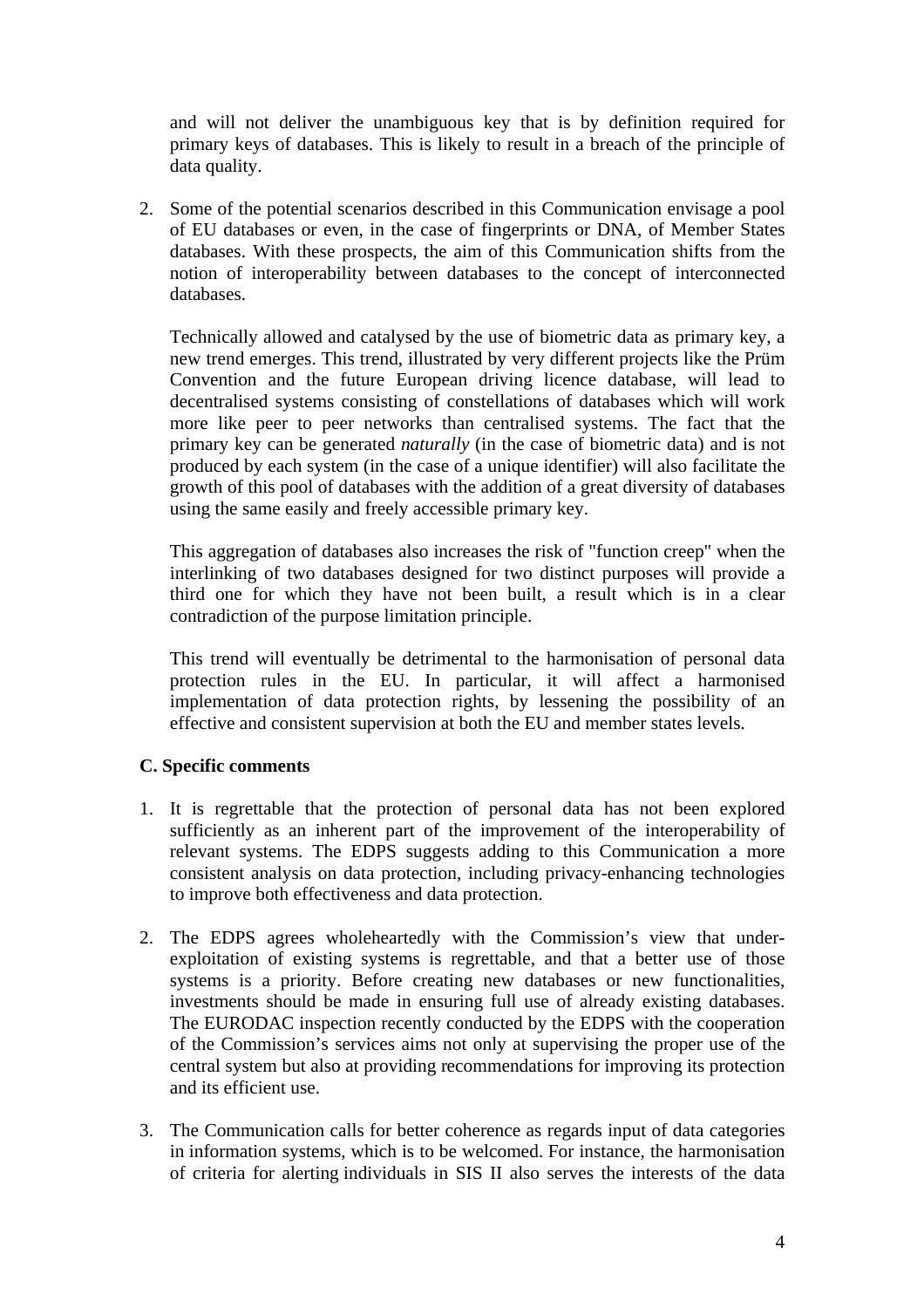and will not deliver the unambiguous key that is by definition required for primary keys of databases. This is likely to result in a breach of the principle of data quality.

2. Some of the potential scenarios described in this Communication envisage a pool of EU databases or even, in the case of fingerprints or DNA, of Member States databases. With these prospects, the aim of this Communication shifts from the notion of interoperability between databases to the concept of interconnected databases.

   Technically allowed and catalysed by the use of biometric data as primary key, a new trend emerges. This trend, illustrated by very different projects like the Prüm Convention and the future European driving licence database, will lead to decentralised systems consisting of constellations of databases which will work more like peer to peer networks than centralised systems. The fact that the primary key can be generated *naturally* (in the case of biometric data) and is not produced by each system (in the case of a unique identifier) will also facilitate the growth of this pool of databases with the addition of a great diversity of databases using the same easily and freely accessible primary key.

   This aggregation of databases also increases the risk of "function creep" when the interlinking of two databases designed for two distinct purposes will provide a third one for which they have not been built, a result which is in a clear contradiction of the purpose limitation principle.

   This trend will eventually be detrimental to the harmonisation of personal data protection rules in the EU. In particular, it will affect a harmonised implementation of data protection rights, by lessening the possibility of an effective and consistent supervision at both the EU and member states levels.

**C. Specific comments**

1. It is regrettable that the protection of personal data has not been explored sufficiently as an inherent part of the improvement of the interoperability of relevant systems. The EDPS suggests adding to this Communication a more consistent analysis on data protection, including privacy-enhancing technologies to improve both effectiveness and data protection.

2. The EDPS agrees wholeheartedly with the Commission's view that under-exploitation of existing systems is regrettable, and that a better use of those systems is a priority. Before creating new databases or new functionalities, investments should be made in ensuring full use of already existing databases. The EURODAC inspection recently conducted by the EDPS with the cooperation of the Commission's services aims not only at supervising the proper use of the central system but also at providing recommendations for improving its protection and its efficient use.

3. The Communication calls for better coherence as regards input of data categories in information systems, which is to be welcomed. For instance, the harmonisation of criteria for alerting individuals in SIS II also serves the interests of the data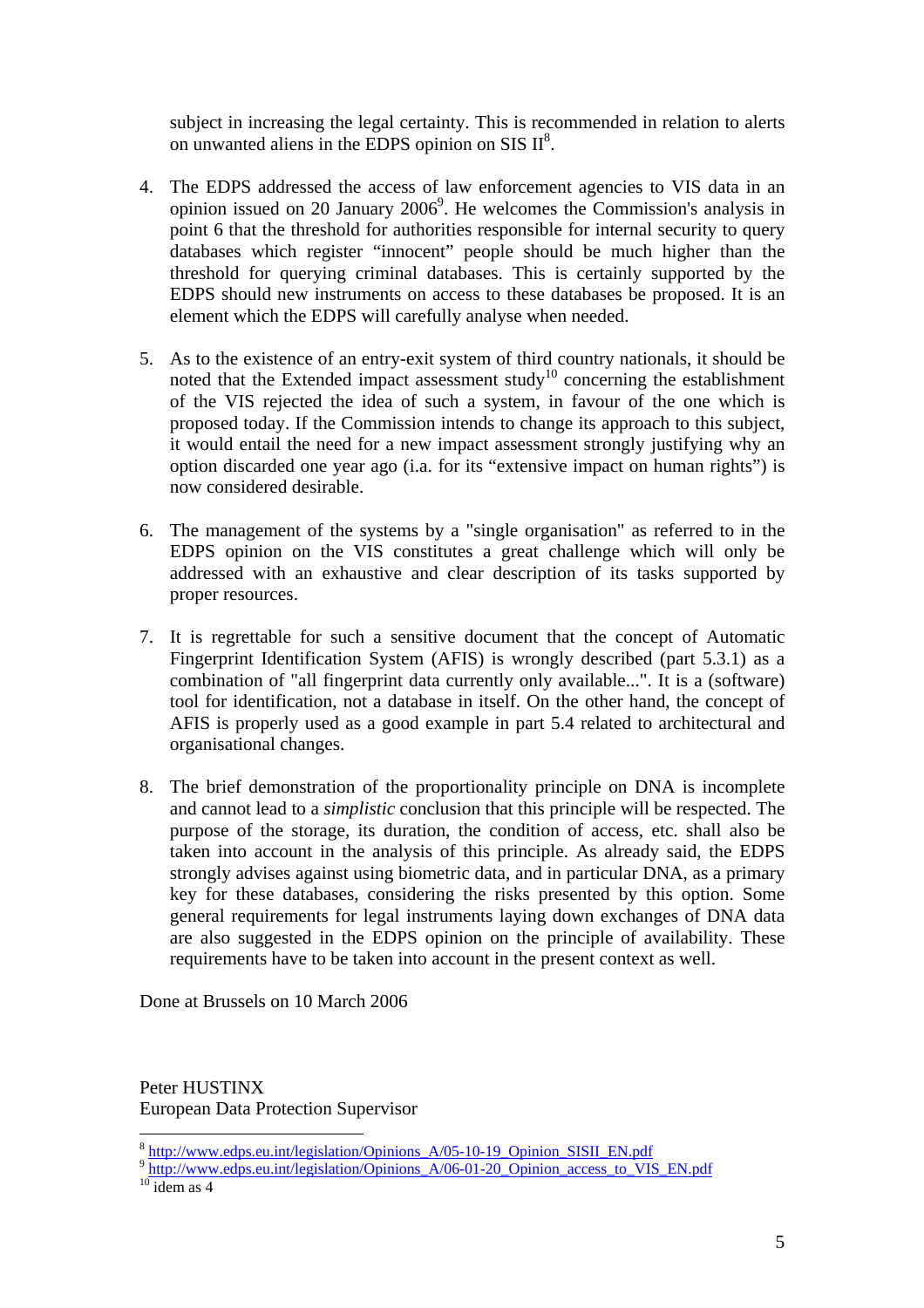subject in increasing the legal certainty. This is recommended in relation to alerts on unwanted aliens in the EDPS opinion on SIS II[8].

4. The EDPS addressed the access of law enforcement agencies to VIS data in an opinion issued on 20 January 2006[9]. He welcomes the Commission's analysis in point 6 that the threshold for authorities responsible for internal security to query databases which register "innocent" people should be much higher than the threshold for querying criminal databases. This is certainly supported by the EDPS should new instruments on access to these databases be proposed. It is an element which the EDPS will carefully analyse when needed.

5. As to the existence of an entry-exit system of third country nationals, it should be noted that the Extended impact assessment study[10] concerning the establishment of the VIS rejected the idea of such a system, in favour of the one which is proposed today. If the Commission intends to change its approach to this subject, it would entail the need for a new impact assessment strongly justifying why an option discarded one year ago (i.a. for its "extensive impact on human rights") is now considered desirable.

6. The management of the systems by a "single organisation" as referred to in the EDPS opinion on the VIS constitutes a great challenge which will only be addressed with an exhaustive and clear description of its tasks supported by proper resources.

7. It is regrettable for such a sensitive document that the concept of Automatic Fingerprint Identification System (AFIS) is wrongly described (part 5.3.1) as a combination of "all fingerprint data currently only available...". It is a (software) tool for identification, not a database in itself. On the other hand, the concept of AFIS is properly used as a good example in part 5.4 related to architectural and organisational changes.

8. The brief demonstration of the proportionality principle on DNA is incomplete and cannot lead to a *simplistic* conclusion that this principle will be respected. The purpose of the storage, its duration, the condition of access, etc. shall also be taken into account in the analysis of this principle. As already said, the EDPS strongly advises against using biometric data, and in particular DNA, as a primary key for these databases, considering the risks presented by this option. Some general requirements for legal instruments laying down exchanges of DNA data are also suggested in the EDPS opinion on the principle of availability. These requirements have to be taken into account in the present context as well.

Done at Brussels on 10 March 2006

Peter HUSTINX
European Data Protection Supervisor

---

[8] http://www.edps.eu.int/legislation/Opinions_A/05-10-19_Opinion_SISII_EN.pdf
[9] http://www.edps.eu.int/legislation/Opinions_A/06-01-20_Opinion_access_to_VIS_EN.pdf
[10] idem as 4